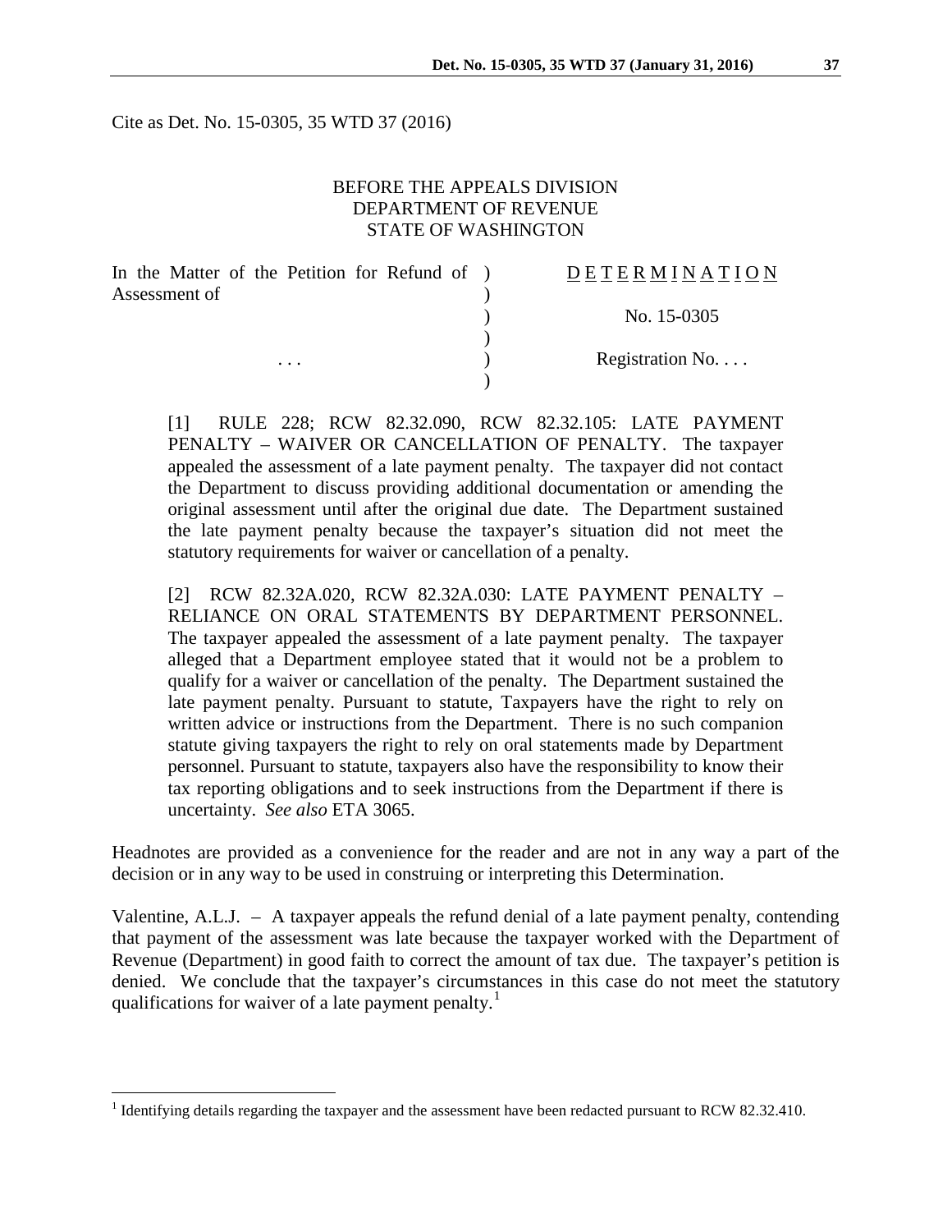Cite as Det. No. 15-0305, 35 WTD 37 (2016)

BEFORE THE APPEALS DIVISION
DEPARTMENT OF REVENUE
STATE OF WASHINGTON

| In the Matter of the Petition for Refund of Assessment of | ) | D E T E R M I N A T I O N |
|---|---|---|
| | ) | No. 15-0305 |
| . . . | ) | Registration No. . . . |

[1] RULE 228; RCW 82.32.090, RCW 82.32.105: LATE PAYMENT PENALTY – WAIVER OR CANCELLATION OF PENALTY. The taxpayer appealed the assessment of a late payment penalty. The taxpayer did not contact the Department to discuss providing additional documentation or amending the original assessment until after the original due date. The Department sustained the late payment penalty because the taxpayer's situation did not meet the statutory requirements for waiver or cancellation of a penalty.

[2] RCW 82.32A.020, RCW 82.32A.030: LATE PAYMENT PENALTY – RELIANCE ON ORAL STATEMENTS BY DEPARTMENT PERSONNEL. The taxpayer appealed the assessment of a late payment penalty. The taxpayer alleged that a Department employee stated that it would not be a problem to qualify for a waiver or cancellation of the penalty. The Department sustained the late payment penalty. Pursuant to statute, Taxpayers have the right to rely on written advice or instructions from the Department. There is no such companion statute giving taxpayers the right to rely on oral statements made by Department personnel. Pursuant to statute, taxpayers also have the responsibility to know their tax reporting obligations and to seek instructions from the Department if there is uncertainty. *See also* ETA 3065.

Headnotes are provided as a convenience for the reader and are not in any way a part of the decision or in any way to be used in construing or interpreting this Determination.

Valentine, A.L.J. – A taxpayer appeals the refund denial of a late payment penalty, contending that payment of the assessment was late because the taxpayer worked with the Department of Revenue (Department) in good faith to correct the amount of tax due. The taxpayer's petition is denied. We conclude that the taxpayer's circumstances in this case do not meet the statutory qualifications for waiver of a late payment penalty.[1]

[1] Identifying details regarding the taxpayer and the assessment have been redacted pursuant to RCW 82.32.410.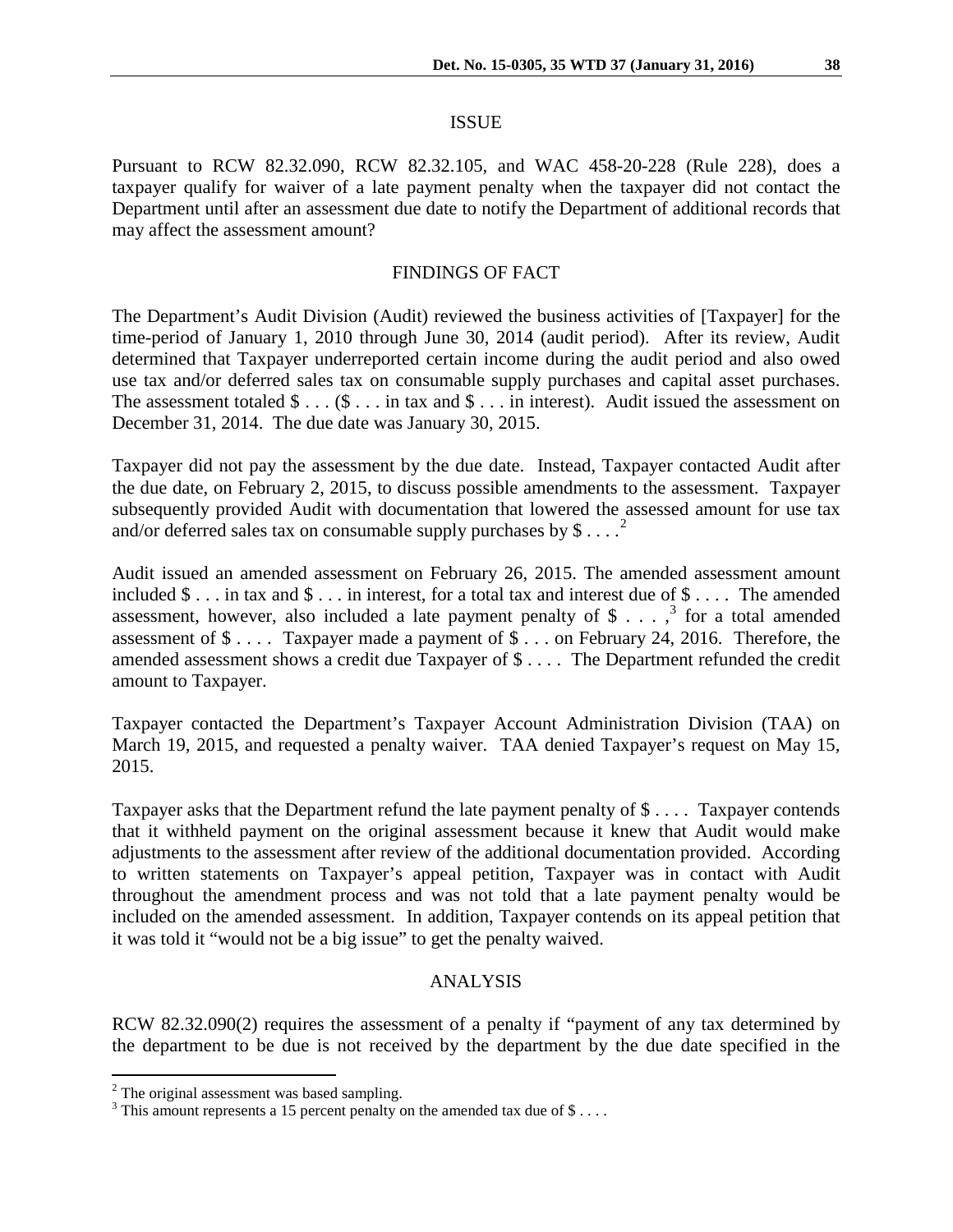## ISSUE

Pursuant to RCW 82.32.090, RCW 82.32.105, and WAC 458-20-228 (Rule 228), does a taxpayer qualify for waiver of a late payment penalty when the taxpayer did not contact the Department until after an assessment due date to notify the Department of additional records that may affect the assessment amount?

## FINDINGS OF FACT

The Department's Audit Division (Audit) reviewed the business activities of [Taxpayer] for the time-period of January 1, 2010 through June 30, 2014 (audit period). After its review, Audit determined that Taxpayer underreported certain income during the audit period and also owed use tax and/or deferred sales tax on consumable supply purchases and capital asset purchases. The assessment totaled $ . . . ($ . . . in tax and $ . . . in interest). Audit issued the assessment on December 31, 2014. The due date was January 30, 2015.

Taxpayer did not pay the assessment by the due date. Instead, Taxpayer contacted Audit after the due date, on February 2, 2015, to discuss possible amendments to the assessment. Taxpayer subsequently provided Audit with documentation that lowered the assessed amount for use tax and/or deferred sales tax on consumable supply purchases by $ . . . .[2]

Audit issued an amended assessment on February 26, 2015. The amended assessment amount included $ . . . in tax and $ . . . in interest, for a total tax and interest due of $ . . . . The amended assessment, however, also included a late payment penalty of $ . . . ,[3] for a total amended assessment of $ . . . . Taxpayer made a payment of $ . . . on February 24, 2016. Therefore, the amended assessment shows a credit due Taxpayer of $ . . . . The Department refunded the credit amount to Taxpayer.

Taxpayer contacted the Department's Taxpayer Account Administration Division (TAA) on March 19, 2015, and requested a penalty waiver. TAA denied Taxpayer's request on May 15, 2015.

Taxpayer asks that the Department refund the late payment penalty of $ . . . . Taxpayer contends that it withheld payment on the original assessment because it knew that Audit would make adjustments to the assessment after review of the additional documentation provided. According to written statements on Taxpayer's appeal petition, Taxpayer was in contact with Audit throughout the amendment process and was not told that a late payment penalty would be included on the amended assessment. In addition, Taxpayer contends on its appeal petition that it was told it "would not be a big issue" to get the penalty waived.

## ANALYSIS

RCW 82.32.090(2) requires the assessment of a penalty if "payment of any tax determined by the department to be due is not received by the department by the due date specified in the

---

[2] The original assessment was based sampling.

[3] This amount represents a 15 percent penalty on the amended tax due of $ . . . .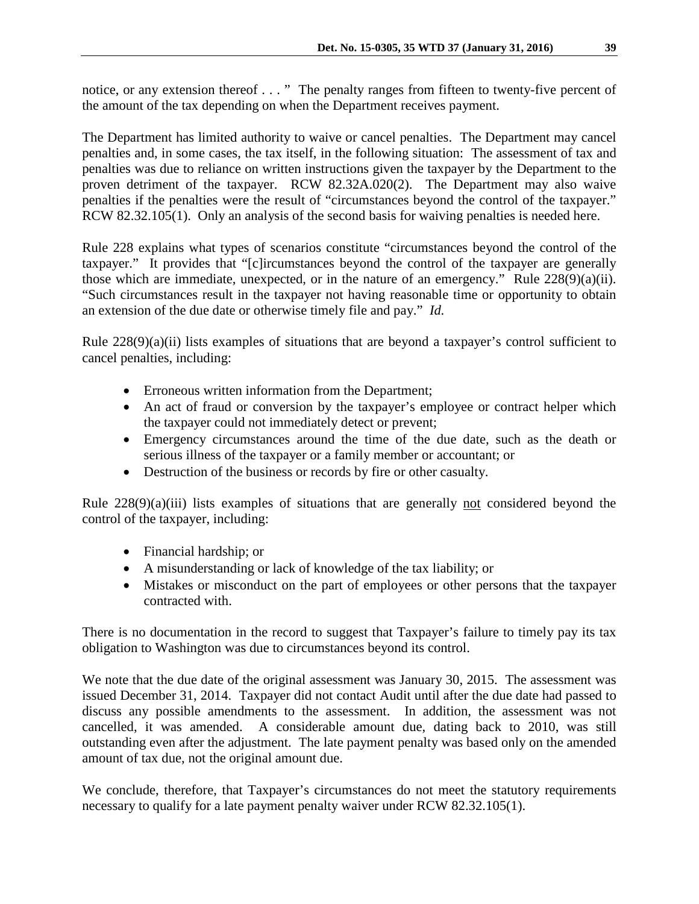notice, or any extension thereof . . . " The penalty ranges from fifteen to twenty-five percent of the amount of the tax depending on when the Department receives payment.

The Department has limited authority to waive or cancel penalties. The Department may cancel penalties and, in some cases, the tax itself, in the following situation: The assessment of tax and penalties was due to reliance on written instructions given the taxpayer by the Department to the proven detriment of the taxpayer. RCW 82.32A.020(2). The Department may also waive penalties if the penalties were the result of "circumstances beyond the control of the taxpayer." RCW 82.32.105(1). Only an analysis of the second basis for waiving penalties is needed here.

Rule 228 explains what types of scenarios constitute "circumstances beyond the control of the taxpayer." It provides that "[c]ircumstances beyond the control of the taxpayer are generally those which are immediate, unexpected, or in the nature of an emergency." Rule 228(9)(a)(ii). "Such circumstances result in the taxpayer not having reasonable time or opportunity to obtain an extension of the due date or otherwise timely file and pay." *Id.*

Rule 228(9)(a)(ii) lists examples of situations that are beyond a taxpayer's control sufficient to cancel penalties, including:

- Erroneous written information from the Department;
- An act of fraud or conversion by the taxpayer's employee or contract helper which the taxpayer could not immediately detect or prevent;
- Emergency circumstances around the time of the due date, such as the death or serious illness of the taxpayer or a family member or accountant; or
- Destruction of the business or records by fire or other casualty.

Rule 228(9)(a)(iii) lists examples of situations that are generally <u>not</u> considered beyond the control of the taxpayer, including:

- Financial hardship; or
- A misunderstanding or lack of knowledge of the tax liability; or
- Mistakes or misconduct on the part of employees or other persons that the taxpayer contracted with.

There is no documentation in the record to suggest that Taxpayer's failure to timely pay its tax obligation to Washington was due to circumstances beyond its control.

We note that the due date of the original assessment was January 30, 2015. The assessment was issued December 31, 2014. Taxpayer did not contact Audit until after the due date had passed to discuss any possible amendments to the assessment. In addition, the assessment was not cancelled, it was amended. A considerable amount due, dating back to 2010, was still outstanding even after the adjustment. The late payment penalty was based only on the amended amount of tax due, not the original amount due.

We conclude, therefore, that Taxpayer's circumstances do not meet the statutory requirements necessary to qualify for a late payment penalty waiver under RCW 82.32.105(1).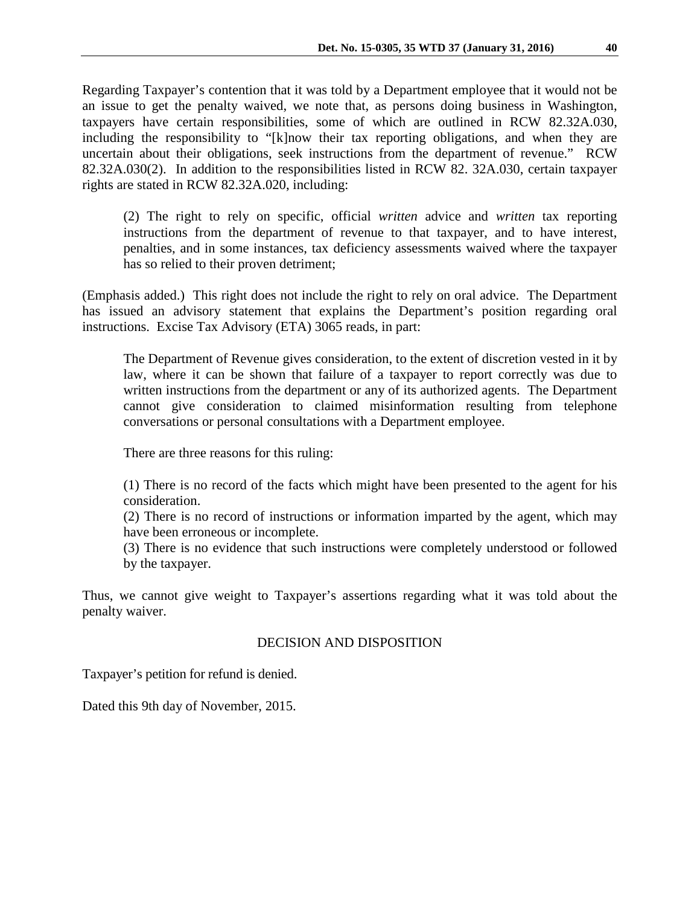Regarding Taxpayer's contention that it was told by a Department employee that it would not be an issue to get the penalty waived, we note that, as persons doing business in Washington, taxpayers have certain responsibilities, some of which are outlined in RCW 82.32A.030, including the responsibility to "[k]now their tax reporting obligations, and when they are uncertain about their obligations, seek instructions from the department of revenue." RCW 82.32A.030(2). In addition to the responsibilities listed in RCW 82. 32A.030, certain taxpayer rights are stated in RCW 82.32A.020, including:

> (2) The right to rely on specific, official *written* advice and *written* tax reporting instructions from the department of revenue to that taxpayer, and to have interest, penalties, and in some instances, tax deficiency assessments waived where the taxpayer has so relied to their proven detriment;

(Emphasis added.) This right does not include the right to rely on oral advice. The Department has issued an advisory statement that explains the Department's position regarding oral instructions. Excise Tax Advisory (ETA) 3065 reads, in part:

> The Department of Revenue gives consideration, to the extent of discretion vested in it by law, where it can be shown that failure of a taxpayer to report correctly was due to written instructions from the department or any of its authorized agents. The Department cannot give consideration to claimed misinformation resulting from telephone conversations or personal consultations with a Department employee.
>
> There are three reasons for this ruling:
>
> (1) There is no record of the facts which might have been presented to the agent for his consideration.
> (2) There is no record of instructions or information imparted by the agent, which may have been erroneous or incomplete.
> (3) There is no evidence that such instructions were completely understood or followed by the taxpayer.

Thus, we cannot give weight to Taxpayer's assertions regarding what it was told about the penalty waiver.

## DECISION AND DISPOSITION

Taxpayer's petition for refund is denied.

Dated this 9th day of November, 2015.